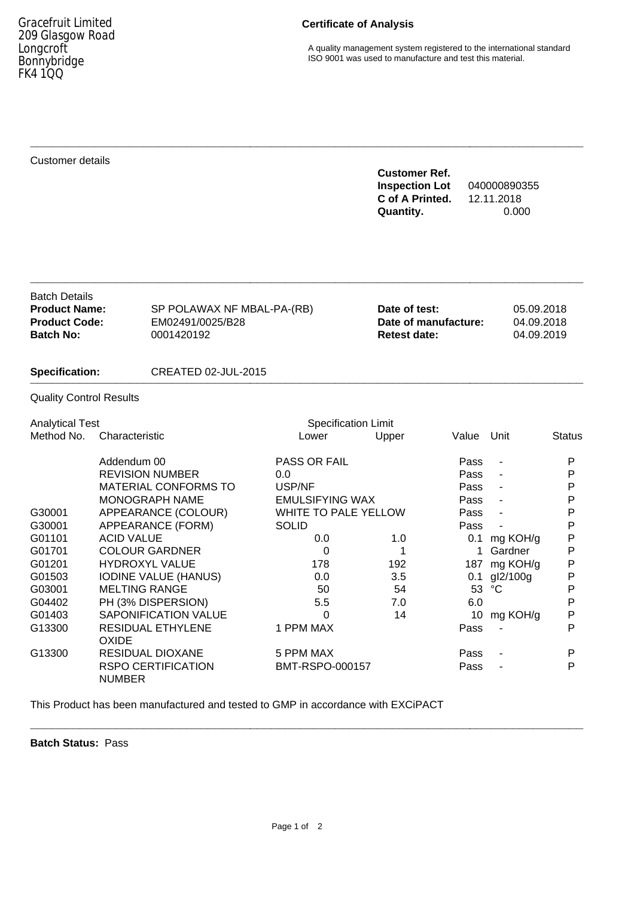Gracefruit Limited
209 Glasgow Road
Longcroft
Bonnybridge
FK4 1QQ

# Certificate of Analysis

A quality management system registered to the international standard ISO 9001 was used to manufacture and test this material.

---

Customer details

**Customer Ref.**
**Inspection Lot** 040000890355
**C of A Printed.** 12.11.2018
**Quantity.** 0.000

---

Batch Details

| | | | |
|---|---|---|---|
| **Product Name:** | SP POLAWAX NF MBAL-PA-(RB) | **Date of test:** | 05.09.2018 |
| **Product Code:** | EM02491/0025/B28 | **Date of manufacture:** | 04.09.2018 |
| **Batch No:** | 0001420192 | **Retest date:** | 04.09.2019 |

**Specification:** CREATED 02-JUL-2015

---

Quality Control Results

| Analytical Test | | Specification Limit | | | | |
|---|---|---|---|---|---|---|
| Method No. | Characteristic | Lower | Upper | Value | Unit | Status |
| | Addendum 00 | PASS OR FAIL | | Pass | - | P |
| | REVISION NUMBER | 0.0 | | Pass | - | P |
| | MATERIAL CONFORMS TO | USP/NF | | Pass | - | P |
| | MONOGRAPH NAME | EMULSIFYING WAX | | Pass | - | P |
| G30001 | APPEARANCE (COLOUR) | WHITE TO PALE YELLOW | | Pass | - | P |
| G30001 | APPEARANCE (FORM) | SOLID | | Pass | - | P |
| G01101 | ACID VALUE | 0.0 | 1.0 | 0.1 | mg KOH/g | P |
| G01701 | COLOUR GARDNER | 0 | 1 | 1 | Gardner | P |
| G01201 | HYDROXYL VALUE | 178 | 192 | 187 | mg KOH/g | P |
| G01503 | IODINE VALUE (HANUS) | 0.0 | 3.5 | 0.1 | gI2/100g | P |
| G03001 | MELTING RANGE | 50 | 54 | 53 | °C | P |
| G04402 | PH (3% DISPERSION) | 5.5 | 7.0 | 6.0 | | P |
| G01403 | SAPONIFICATION VALUE | 0 | 14 | 10 | mg KOH/g | P |
| G13300 | RESIDUAL ETHYLENE OXIDE | 1 PPM MAX | | Pass | - | P |
| G13300 | RESIDUAL DIOXANE | 5 PPM MAX | | Pass | - | P |
| | RSPO CERTIFICATION NUMBER | BMT-RSPO-000157 | | Pass | - | P |

This Product has been manufactured and tested to GMP in accordance with EXCiPACT

---

**Batch Status:** Pass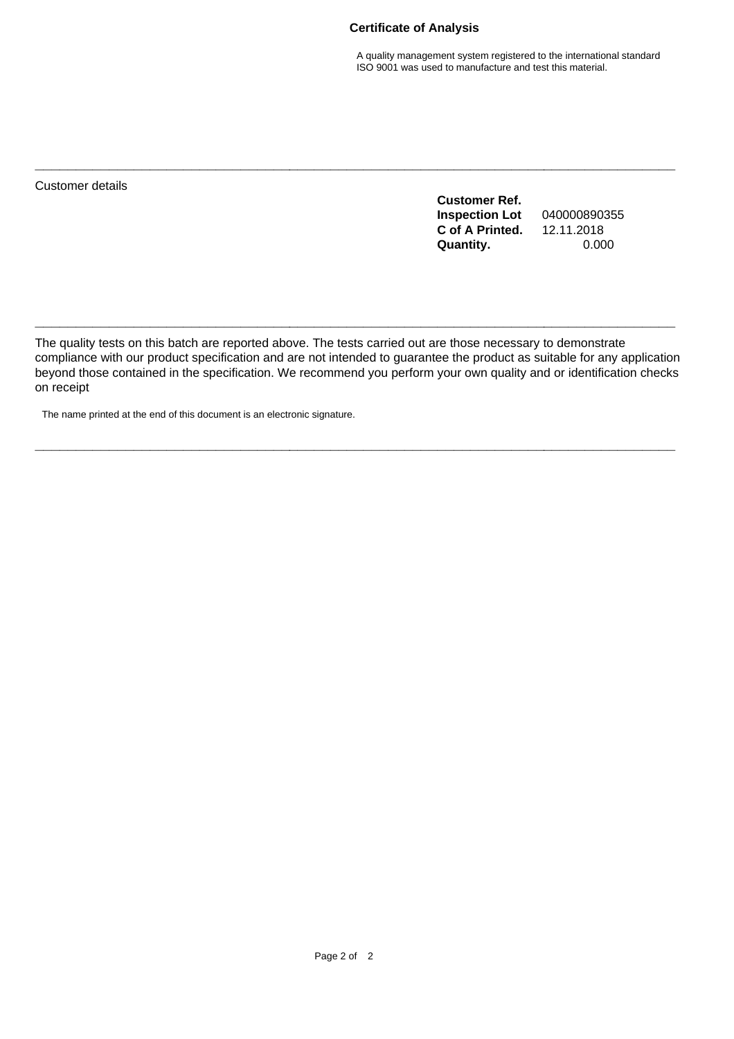**Certificate of Analysis**

A quality management system registered to the international standard ISO 9001 was used to manufacture and test this material.

---

Customer details

| | |
|---|---|
| **Customer Ref.** | |
| **Inspection Lot** | 040000890355 |
| **C of A Printed.** | 12.11.2018 |
| **Quantity.** | 0.000 |

---

The quality tests on this batch are reported above. The tests carried out are those necessary to demonstrate compliance with our product specification and are not intended to guarantee the product as suitable for any application beyond those contained in the specification. We recommend you perform your own quality and or identification checks on receipt

The name printed at the end of this document is an electronic signature.

---